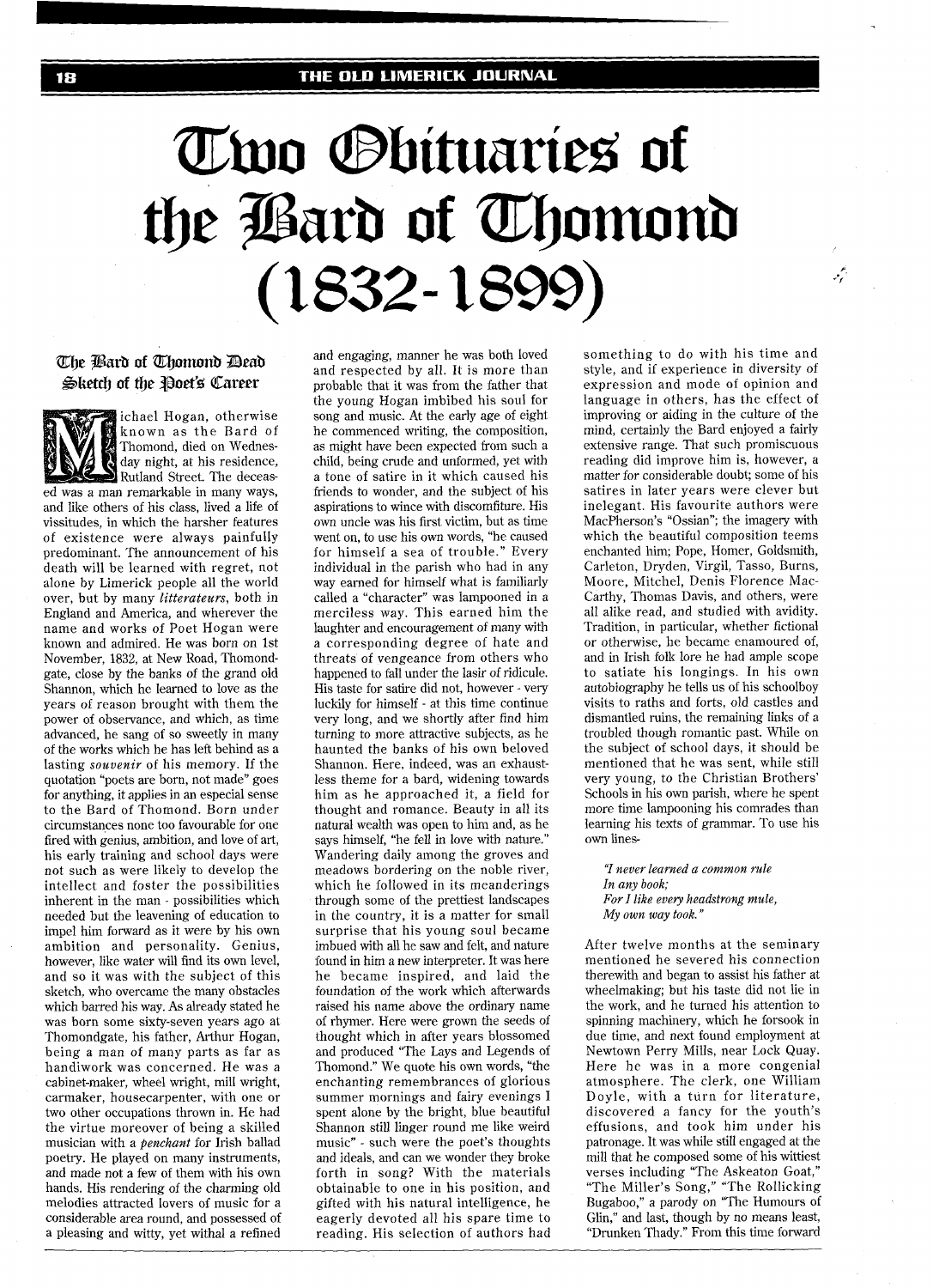# Two Obituaries of the Bard of Thomond (1832-1899)

## The Bard of Thomond Dead
### Sketch of the Poet's Career

Michael Hogan, otherwise known as the Bard of Thomond, died on Wednesday night, at his residence, Rutland Street. The deceased was a man remarkable in many ways, and like others of his class, lived a life of vissitudes, in which the harsher features of existence were always painfully predominant. The announcement of his death will be learned with regret, not alone by Limerick people all the world over, but by many *litterateurs*, both in England and America, and wherever the name and works of Poet Hogan were known and admired. He was born on 1st November, 1832, at New Road, Thomondgate, close by the banks of the grand old Shannon, which he learned to love as the years of reason brought with them the power of observance, and which, as time advanced, he sang of so sweetly in many of the works which he has left behind as a lasting *souvenir* of his memory. If the quotation "poets are born, not made" goes for anything, it applies in an especial sense to the Bard of Thomond. Born under circumstances none too favourable for one fired with genius, ambition, and love of art, his early training and school days were not such as were likely to develop the intellect and foster the possibilities inherent in the man - possibilities which needed but the leavening of education to impel him forward as it were by his own ambition and personality. Genius, however, like water will find its own level, and so it was with the subject of this sketch, who overcame the many obstacles which barred his way. As already stated he was born some sixty-seven years ago at Thomondgate, his father, Arthur Hogan, being a man of many parts as far as handiwork was concerned. He was a cabinet-maker, wheel wright, mill wright, carmaker, housecarpenter, with one or two other occupations thrown in. He had the virtue moreover of being a skilled musician with a *penchant* for Irish ballad poetry. He played on many instruments, and made not a few of them with his own hands. His rendering of the charming old melodies attracted lovers of music for a considerable area round, and possessed of a pleasing and witty, yet withal a refined and engaging, manner he was both loved and respected by all. It is more than probable that it was from the father that the young Hogan imbibed his soul for song and music. At the early age of eight he commenced writing, the composition, as might have been expected from such a child, being crude and unformed, yet with a tone of satire in it which caused his friends to wonder, and the subject of his aspirations to wince with discomfiture. His own uncle was his first victim, but as time went on, to use his own words, "he caused for himself a sea of trouble." Every individual in the parish who had in any way earned for himself what is familiarly called a "character" was lampooned in a merciless way. This earned him the laughter and encouragement of many with a corresponding degree of hate and threats of vengeance from others who happened to fall under the lasir of ridicule. His taste for satire did not, however - very luckily for himself - at this time continue very long, and we shortly after find him turning to more attractive subjects, as he haunted the banks of his own beloved Shannon. Here, indeed, was an exhaustless theme for a bard, widening towards him as he approached it, a field for thought and romance. Beauty in all its natural wealth was open to him and, as he says himself, "he fell in love with nature." Wandering daily among the groves and meadows bordering on the noble river, which he followed in its meanderings through some of the prettiest landscapes in the country, it is a matter for small surprise that his young soul became imbued with all he saw and felt, and nature found in him a new interpreter. It was here he became inspired, and laid the foundation of the work which afterwards raised his name above the ordinary name of rhymer. Here were grown the seeds of thought which in after years blossomed and produced "The Lays and Legends of Thomond." We quote his own words, "the enchanting remembrances of glorious summer mornings and fairy evenings I spent alone by the bright, blue beautiful Shannon still linger round me like weird music" - such were the poet's thoughts and ideals, and can we wonder they broke forth in song? With the materials obtainable to one in his position, and gifted with his natural intelligence, he eagerly devoted all his spare time to reading. His selection of authors had something to do with his time and style, and if experience in diversity of expression and mode of opinion and language in others, has the effect of improving or aiding in the culture of the mind, certainly the Bard enjoyed a fairly extensive range. That such promiscuous reading did improve him is, however, a matter for considerable doubt; some of his satires in later years were clever but inelegant. His favourite authors were MacPherson's "Ossian"; the imagery with which the beautiful composition teems enchanted him; Pope, Homer, Goldsmith, Carleton, Dryden, Virgil, Tasso, Burns, Moore, Mitchel, Denis Florence MacCarthy, Thomas Davis, and others, were all alike read, and studied with avidity. Tradition, in particular, whether fictional or otherwise, he became enamoured of, and in Irish folk lore he had ample scope to satiate his longings. In his own autobiography he tells us of his schoolboy visits to raths and forts, old castles and dismantled ruins, the remaining links of a troubled though romantic past. While on the subject of school days, it should be mentioned that he was sent, while still very young, to the Christian Brothers' Schools in his own parish, where he spent more time lampooning his comrades than learning his texts of grammar. To use his own lines-

> *"I never learned a common rule*
> *In any book;*
> *For I like every headstrong mule,*
> *My own way took."*

After twelve months at the seminary mentioned he severed his connection therewith and began to assist his father at wheelmaking; but his taste did not lie in the work, and he turned his attention to spinning machinery, which he forsook in due time, and next found employment at Newtown Perry Mills, near Lock Quay. Here he was in a more congenial atmosphere. The clerk, one William Doyle, with a turn for literature, discovered a fancy for the youth's effusions, and took him under his patronage. It was while still engaged at the mill that he composed some of his wittiest verses including "The Askeaton Goat," "The Miller's Song," "The Rollicking Bugaboo," a parody on "The Humours of Glin," and last, though by no means least, "Drunken Thady." From this time forward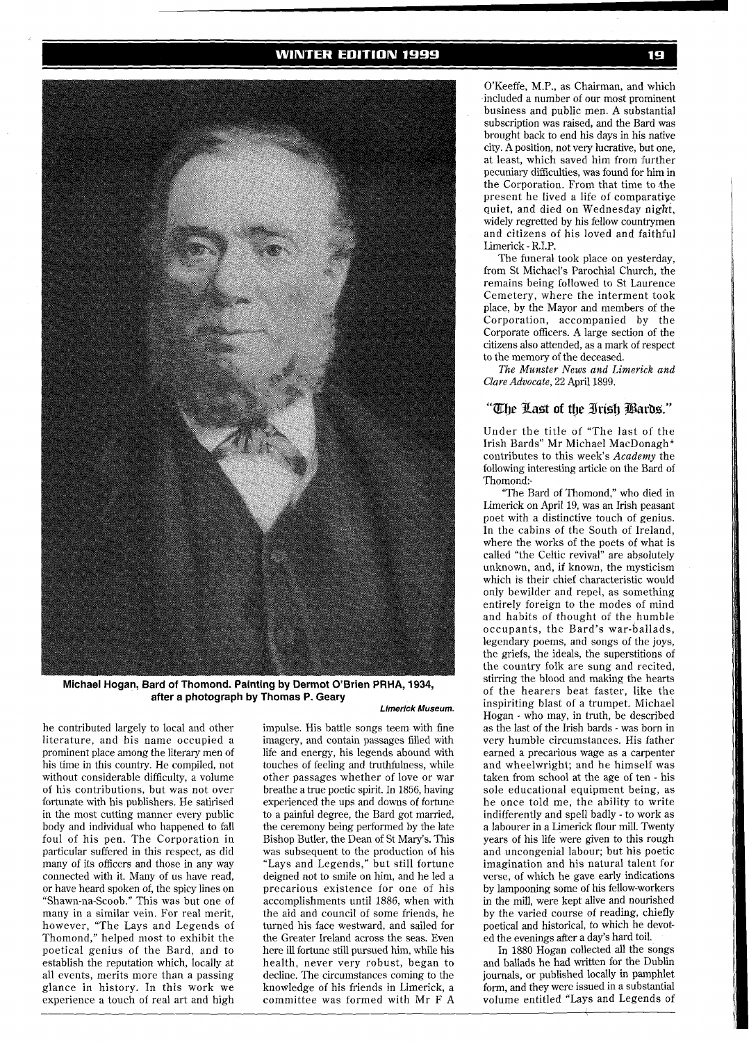Michael Hogan, Bard of Thomond. Painting by Dermot O'Brien PRHA, 1934, after a photograph by Thomas P. Geary

*Limerick Museum.*

he contributed largely to local and other literature, and his name occupied a prominent place among the literary men of his time in this country. He compiled, not without considerable difficulty, a volume of his contributions, but was not over fortunate with his publishers. He satirised in the most cutting manner every public body and individual who happened to fall foul of his pen. The Corporation in particular suffered in this respect, as did many of its officers and those in any way connected with it. Many of us have read, or have heard spoken of, the spicy lines on "Shawn-na-Scoob." This was but one of many in a similar vein. For real merit, however, "The Lays and Legends of Thomond," helped most to exhibit the poetical genius of the Bard, and to establish the reputation which, locally at all events, merits more than a passing glance in history. In this work we experience a touch of real art and high impulse. His battle songs teem with fine imagery, and contain passages filled with life and energy, his legends abound with touches of feeling and truthfulness, while other passages whether of love or war breathe a true poetic spirit. In 1856, having experienced the ups and downs of fortune to a painful degree, the Bard got married, the ceremony being performed by the late Bishop Butler, the Dean of St Mary's. This was subsequent to the production of his "Lays and Legends," but still fortune deigned not to smile on him, and he led a precarious existence for one of his accomplishments until 1886, when with the aid and council of some friends, he turned his face westward, and sailed for the Greater Ireland across the seas. Even here ill fortune still pursued him, while his health, never very robust, began to decline. The circumstances coming to the knowledge of his friends in Limerick, a committee was formed with Mr F A O'Keeffe, M.P., as Chairman, and which included a number of our most prominent business and public men. A substantial subscription was raised, and the Bard was brought back to end his days in his native city. A position, not very lucrative, but one, at least, which saved him from further pecuniary difficulties, was found for him in the Corporation. From that time to the present he lived a life of comparative quiet, and died on Wednesday night, widely regretted by his fellow countrymen and citizens of his loved and faithful Limerick - R.I.P.

The funeral took place on yesterday, from St Michael's Parochial Church, the remains being followed to St Laurence Cemetery, where the interment took place, by the Mayor and members of the Corporation, accompanied by the Corporate officers. A large section of the citizens also attended, as a mark of respect to the memory of the deceased.

*The Munster News and Limerick and Clare Advocate*, 22 April 1899.

## "The Last of the Irish Bards."

Under the title of "The last of the Irish Bards" Mr Michael MacDonagh* contributes to this week's *Academy* the following interesting article on the Bard of Thomond:-

"The Bard of Thomond," who died in Limerick on April 19, was an Irish peasant poet with a distinctive touch of genius. In the cabins of the South of Ireland, where the works of the poets of what is called "the Celtic revival" are absolutely unknown, and, if known, the mysticism which is their chief characteristic would only bewilder and repel, as something entirely foreign to the modes of mind and habits of thought of the humble occupants, the Bard's war-ballads, legendary poems, and songs of the joys, the griefs, the ideals, the superstitions of the country folk are sung and recited, stirring the blood and making the hearts of the hearers beat faster, like the inspiriting blast of a trumpet. Michael Hogan - who may, in truth, be described as the last of the Irish bards - was born in very humble circumstances. His father earned a precarious wage as a carpenter and wheelwright; and he himself was taken from school at the age of ten - his sole educational equipment being, as he once told me, the ability to write indifferently and spell badly - to work as a labourer in a Limerick flour mill. Twenty years of his life were given to this rough and uncongenial labour; but his poetic imagination and his natural talent for verse, of which he gave early indications by lampooning some of his fellow-workers in the mill, were kept alive and nourished by the varied course of reading, chiefly poetical and historical, to which he devoted the evenings after a day's hard toil.

In 1880 Hogan collected all the songs and ballads he had written for the Dublin journals, or published locally in pamphlet form, and they were issued in a substantial volume entitled "Lays and Legends of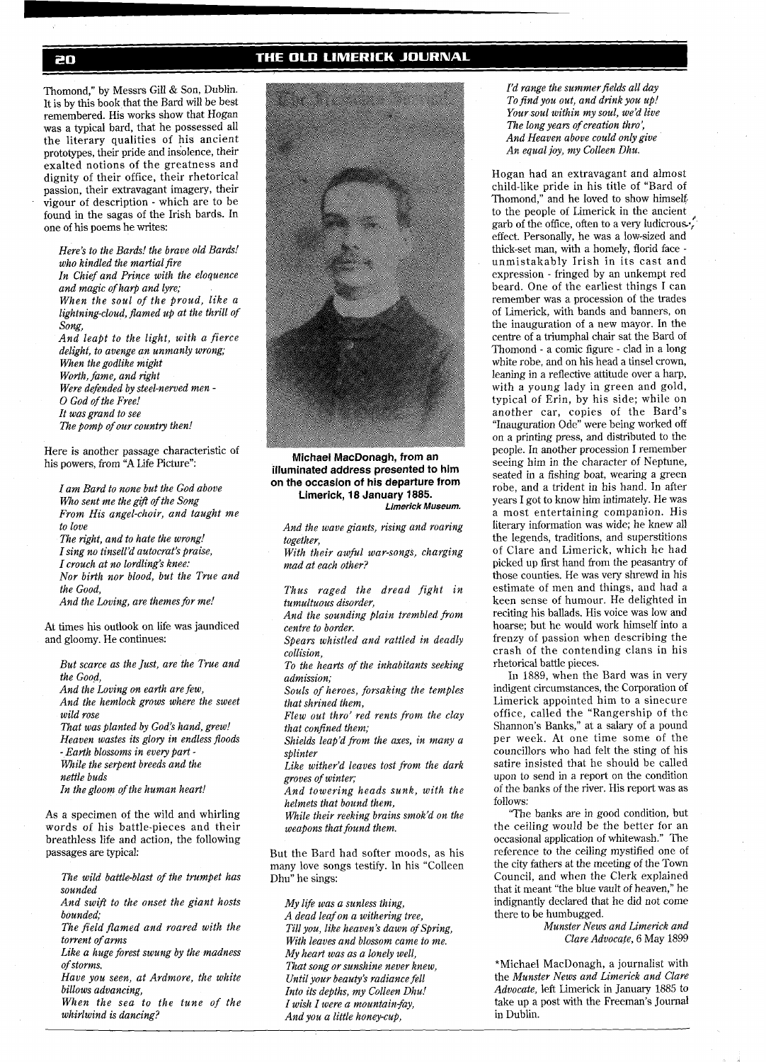Thomond," by Messrs Gill & Son, Dublin. It is by this book that the Bard will be best remembered. His works show that Hogan was a typical bard, that he possessed all the literary qualities of his ancient prototypes, their pride and insolence, their exalted notions of the greatness and dignity of their office, their rhetorical passion, their extravagant imagery, their vigour of description - which are to be found in the sagas of the Irish bards. In one of his poems he writes:

*Here's to the Bards! the brave old Bards! who kindled the martial fire*
*In Chief and Prince with the eloquence and magic of harp and lyre;*
*When the soul of the proud, like a lightning-cloud, flamed up at the thrill of Song,*
*And leapt to the light, with a fierce delight, to avenge an unmanly wrong;*
*When the godlike might*
*Worth, fame, and right*
*Were defended by steel-nerved men -*
*O God of the Free!*
*It was grand to see*
*The pomp of our country then!*

Here is another passage characteristic of his powers, from "A Life Picture":

*I am Bard to none but the God above*
*Who sent me the gift of the Song*
*From His angel-choir, and taught me to love*
*The right, and to hate the wrong!*
*I sing no tinsell'd autocrat's praise,*
*I crouch at no lordling's knee:*
*Nor birth nor blood, but the True and the Good,*
*And the Loving, are themes for me!*

At times his outlook on life was jaundiced and gloomy. He continues:

*But scarce as the Just, are the True and the Good,*
*And the Loving on earth are few,*
*And the hemlock grows where the sweet wild rose*
*That was planted by God's hand, grew!*
*Heaven wastes its glory in endless floods*
*- Earth blossoms in every part -*
*While the serpent breeds and the nettle buds*
*In the gloom of the human heart!*

As a specimen of the wild and whirling words of his battle-pieces and their breathless life and action, the following passages are typical:

*The wild battle-blast of the trumpet has sounded*
*And swift to the onset the giant hosts bounded;*
*The field flamed and roared with the torrent of arms*
*Like a huge forest swung by the madness of storms.*
*Have you seen, at Ardmore, the white billows advancing,*
*When the sea to the tune of the whirlwind is dancing?*

**Michael MacDonagh, from an illuminated address presented to him on the occasion of his departure from Limerick, 18 January 1885.**
***Limerick Museum.***

*And the wave giants, rising and roaring together,*
*With their awful war-songs, charging mad at each other?*

*Thus raged the dread fight in tumultuous disorder,*
*And the sounding plain trembled from centre to border.*
*Spears whistled and rattled in deadly collision,*
*To the hearts of the inhabitants seeking admission;*
*Souls of heroes, forsaking the temples that shrined them,*
*Flew out thro' red rents from the clay that confined them;*
*Shields leap'd from the axes, in many a splinter*
*Like wither'd leaves tost from the dark groves of winter;*
*And towering heads sunk, with the helmets that bound them,*
*While their reeking brains smok'd on the weapons that found them.*

But the Bard had softer moods, as his many love songs testify. In his "Colleen Dhu" he sings:

*My life was a sunless thing,*
*A dead leaf on a withering tree,*
*Till you, like heaven's dawn of Spring,*
*With leaves and blossom came to me.*
*My heart was as a lonely well,*
*That song or sunshine never knew,*
*Until your beauty's radiance fell*
*Into its depths, my Colleen Dhu!*
*I wish I were a mountain-fay,*
*And you a little honey-cup,*
*I'd range the summer fields all day*
*To find you out, and drink you up!*
*Your soul within my soul, we'd live*
*The long years of creation thro',*
*And Heaven above could only give*
*An equal joy, my Colleen Dhu.*

Hogan had an extravagant and almost child-like pride in his title of "Bard of Thomond," and he loved to show himself to the people of Limerick in the ancient garb of the office, often to a very ludicrous effect. Personally, he was a low-sized and thick-set man, with a homely, florid face - unmistakably Irish in its cast and expression - fringed by an unkempt red beard. One of the earliest things I can remember was a procession of the trades of Limerick, with bands and banners, on the inauguration of a new mayor. In the centre of a triumphal chair sat the Bard of Thomond - a comic figure - clad in a long white robe, and on his head a tinsel crown, leaning in a reflective attitude over a harp, with a young lady in green and gold, typical of Erin, by his side; while on another car, copies of the Bard's "Inauguration Ode" were being worked off on a printing press, and distributed to the people. In another procession I remember seeing him in the character of Neptune, seated in a fishing boat, wearing a green robe, and a trident in his hand. In after years I got to know him intimately. He was a most entertaining companion. His literary information was wide; he knew all the legends, traditions, and superstitions of Clare and Limerick, which he had picked up first hand from the peasantry of those counties. He was very shrewd in his estimate of men and things, and had a keen sense of humour. He delighted in reciting his ballads. His voice was low and hoarse; but he would work himself into a frenzy of passion when describing the crash of the contending clans in his rhetorical battle pieces.

In 1889, when the Bard was in very indigent circumstances, the Corporation of Limerick appointed him to a sinecure office, called the "Rangership of the Shannon's Banks," at a salary of a pound per week. At one time some of the councillors who had felt the sting of his satire insisted that he should be called upon to send in a report on the condition of the banks of the river. His report was as follows:

"The banks are in good condition, but the ceiling would be the better for an occasional application of whitewash." The reference to the ceiling mystified one of the city fathers at the meeting of the Town Council, and when the Clerk explained that it meant "the blue vault of heaven," he indignantly declared that he did not come there to be humbugged.

*Munster News and Limerick and Clare Advocate*, 6 May 1899

*Michael MacDonagh, a journalist with the *Munster News and Limerick and Clare Advocate*, left Limerick in January 1885 to take up a post with the Freeman's Journal in Dublin.